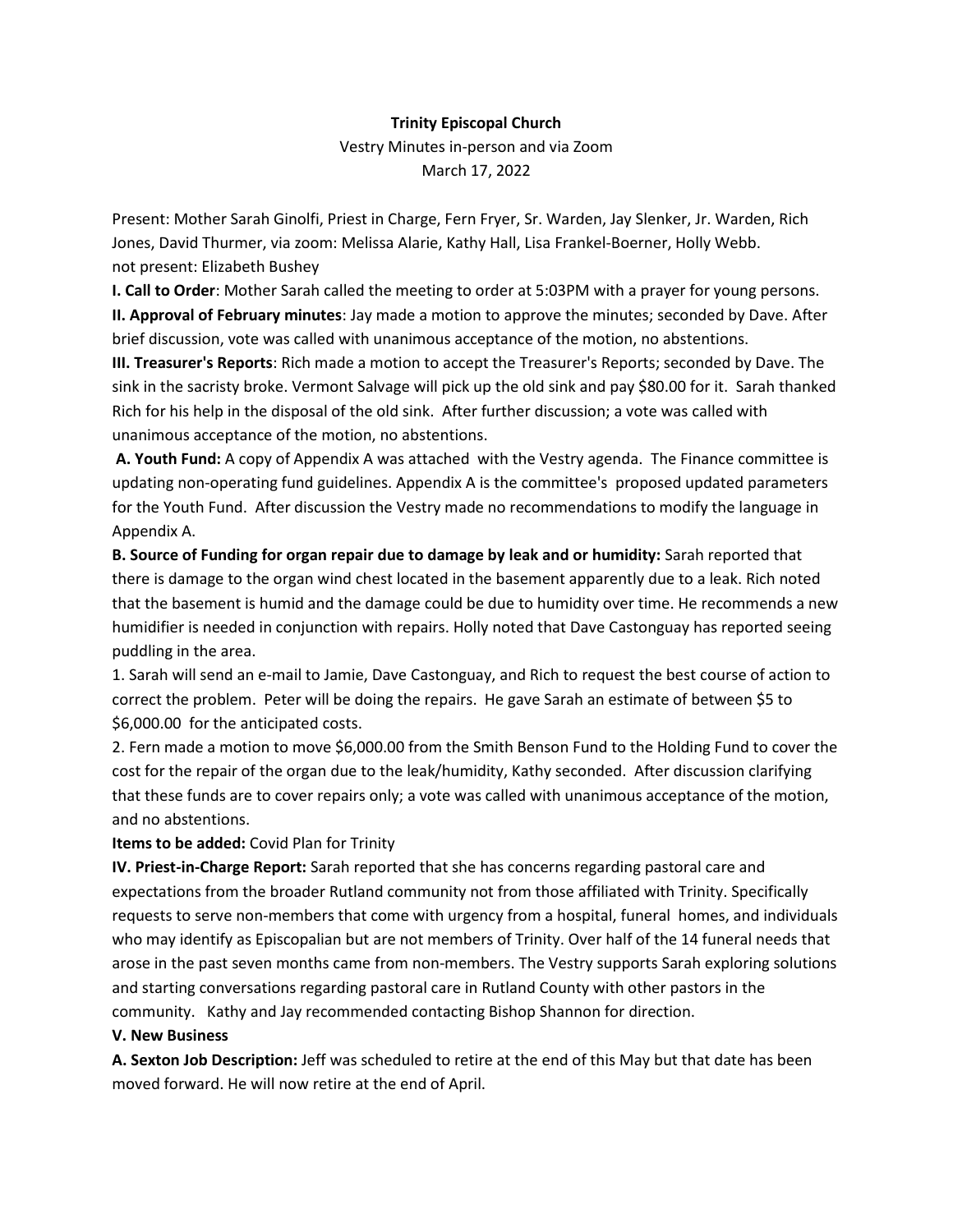**Trinity Episcopal Church**

Vestry Minutes in-person and via Zoom

March 17, 2022

Present: Mother Sarah Ginolfi, Priest in Charge, Fern Fryer, Sr. Warden, Jay Slenker, Jr. Warden, Rich Jones, David Thurmer, via zoom: Melissa Alarie, Kathy Hall, Lisa Frankel-Boerner, Holly Webb. not present: Elizabeth Bushey

**I. Call to Order**: Mother Sarah called the meeting to order at 5:03PM with a prayer for young persons.

**II. Approval of February minutes**: Jay made a motion to approve the minutes; seconded by Dave. After brief discussion, vote was called with unanimous acceptance of the motion, no abstentions.

**III. Treasurer's Reports**: Rich made a motion to accept the Treasurer's Reports; seconded by Dave. The sink in the sacristy broke. Vermont Salvage will pick up the old sink and pay $80.00 for it. Sarah thanked Rich for his help in the disposal of the old sink. After further discussion; a vote was called with unanimous acceptance of the motion, no abstentions.

**A. Youth Fund:** A copy of Appendix A was attached with the Vestry agenda. The Finance committee is updating non-operating fund guidelines. Appendix A is the committee's proposed updated parameters for the Youth Fund. After discussion the Vestry made no recommendations to modify the language in Appendix A.

**B. Source of Funding for organ repair due to damage by leak and or humidity:** Sarah reported that there is damage to the organ wind chest located in the basement apparently due to a leak. Rich noted that the basement is humid and the damage could be due to humidity over time. He recommends a new humidifier is needed in conjunction with repairs. Holly noted that Dave Castonguay has reported seeing puddling in the area.

1. Sarah will send an e-mail to Jamie, Dave Castonguay, and Rich to request the best course of action to correct the problem. Peter will be doing the repairs. He gave Sarah an estimate of between $5 to $6,000.00 for the anticipated costs.

2. Fern made a motion to move $6,000.00 from the Smith Benson Fund to the Holding Fund to cover the cost for the repair of the organ due to the leak/humidity, Kathy seconded. After discussion clarifying that these funds are to cover repairs only; a vote was called with unanimous acceptance of the motion, and no abstentions.

**Items to be added:** Covid Plan for Trinity

**IV. Priest-in-Charge Report:** Sarah reported that she has concerns regarding pastoral care and expectations from the broader Rutland community not from those affiliated with Trinity. Specifically requests to serve non-members that come with urgency from a hospital, funeral homes, and individuals who may identify as Episcopalian but are not members of Trinity. Over half of the 14 funeral needs that arose in the past seven months came from non-members. The Vestry supports Sarah exploring solutions and starting conversations regarding pastoral care in Rutland County with other pastors in the community. Kathy and Jay recommended contacting Bishop Shannon for direction.

**V. New Business**

**A. Sexton Job Description:** Jeff was scheduled to retire at the end of this May but that date has been moved forward. He will now retire at the end of April.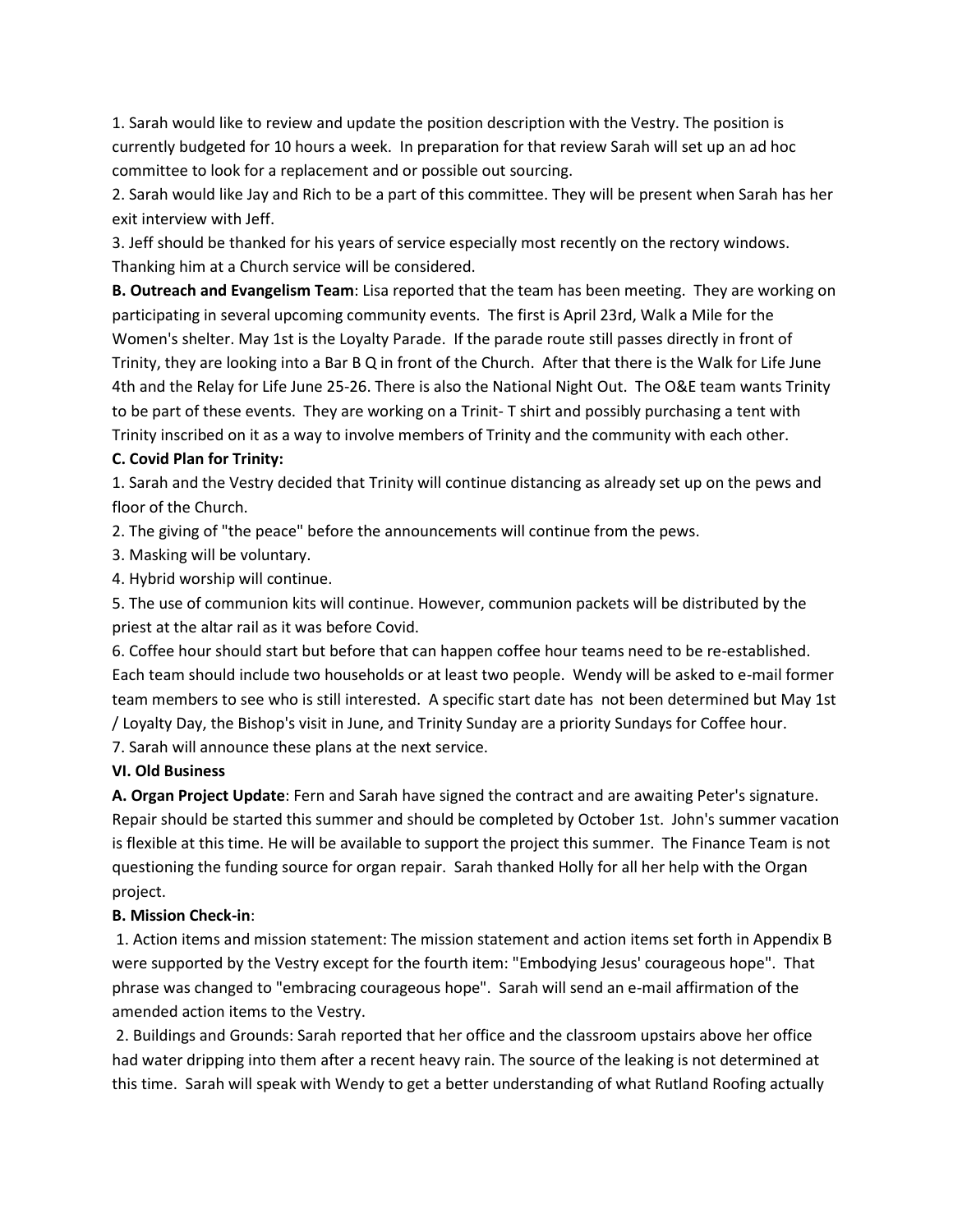1. Sarah would like to review and update the position description with the Vestry. The position is currently budgeted for 10 hours a week. In preparation for that review Sarah will set up an ad hoc committee to look for a replacement and or possible out sourcing.

2. Sarah would like Jay and Rich to be a part of this committee. They will be present when Sarah has her exit interview with Jeff.

3. Jeff should be thanked for his years of service especially most recently on the rectory windows. Thanking him at a Church service will be considered.

**B. Outreach and Evangelism Team**: Lisa reported that the team has been meeting. They are working on participating in several upcoming community events. The first is April 23rd, Walk a Mile for the Women's shelter. May 1st is the Loyalty Parade. If the parade route still passes directly in front of Trinity, they are looking into a Bar B Q in front of the Church. After that there is the Walk for Life June 4th and the Relay for Life June 25-26. There is also the National Night Out. The O&E team wants Trinity to be part of these events. They are working on a Trinit- T shirt and possibly purchasing a tent with Trinity inscribed on it as a way to involve members of Trinity and the community with each other.

**C. Covid Plan for Trinity:**

1. Sarah and the Vestry decided that Trinity will continue distancing as already set up on the pews and floor of the Church.
2. The giving of "the peace" before the announcements will continue from the pews.
3. Masking will be voluntary.
4. Hybrid worship will continue.
5. The use of communion kits will continue. However, communion packets will be distributed by the priest at the altar rail as it was before Covid.
6. Coffee hour should start but before that can happen coffee hour teams need to be re-established. Each team should include two households or at least two people. Wendy will be asked to e-mail former team members to see who is still interested. A specific start date has not been determined but May 1st / Loyalty Day, the Bishop's visit in June, and Trinity Sunday are a priority Sundays for Coffee hour.
7. Sarah will announce these plans at the next service.

**VI. Old Business**

**A. Organ Project Update**: Fern and Sarah have signed the contract and are awaiting Peter's signature. Repair should be started this summer and should be completed by October 1st. John's summer vacation is flexible at this time. He will be available to support the project this summer. The Finance Team is not questioning the funding source for organ repair. Sarah thanked Holly for all her help with the Organ project.

**B. Mission Check-in**:

1. Action items and mission statement: The mission statement and action items set forth in Appendix B were supported by the Vestry except for the fourth item: "Embodying Jesus' courageous hope". That phrase was changed to "embracing courageous hope". Sarah will send an e-mail affirmation of the amended action items to the Vestry.

2. Buildings and Grounds: Sarah reported that her office and the classroom upstairs above her office had water dripping into them after a recent heavy rain. The source of the leaking is not determined at this time. Sarah will speak with Wendy to get a better understanding of what Rutland Roofing actually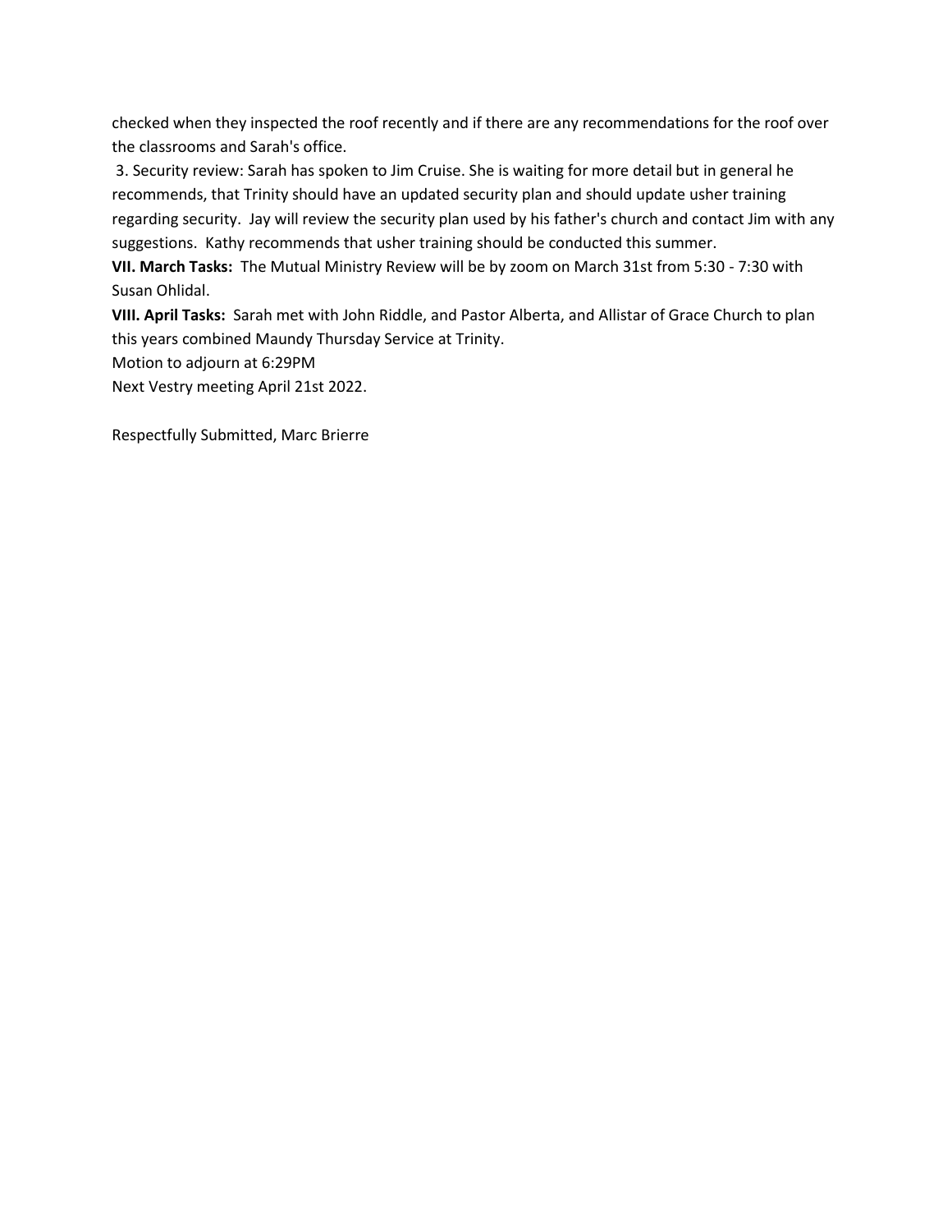checked when they inspected the roof recently and if there are any recommendations for the roof over the classrooms and Sarah's office.

3. Security review: Sarah has spoken to Jim Cruise. She is waiting for more detail but in general he recommends, that Trinity should have an updated security plan and should update usher training regarding security. Jay will review the security plan used by his father's church and contact Jim with any suggestions. Kathy recommends that usher training should be conducted this summer.

**VII. March Tasks:** The Mutual Ministry Review will be by zoom on March 31st from 5:30 - 7:30 with Susan Ohlidal.

**VIII. April Tasks:** Sarah met with John Riddle, and Pastor Alberta, and Allistar of Grace Church to plan this years combined Maundy Thursday Service at Trinity.

Motion to adjourn at 6:29PM

Next Vestry meeting April 21st 2022.

Respectfully Submitted, Marc Brierre